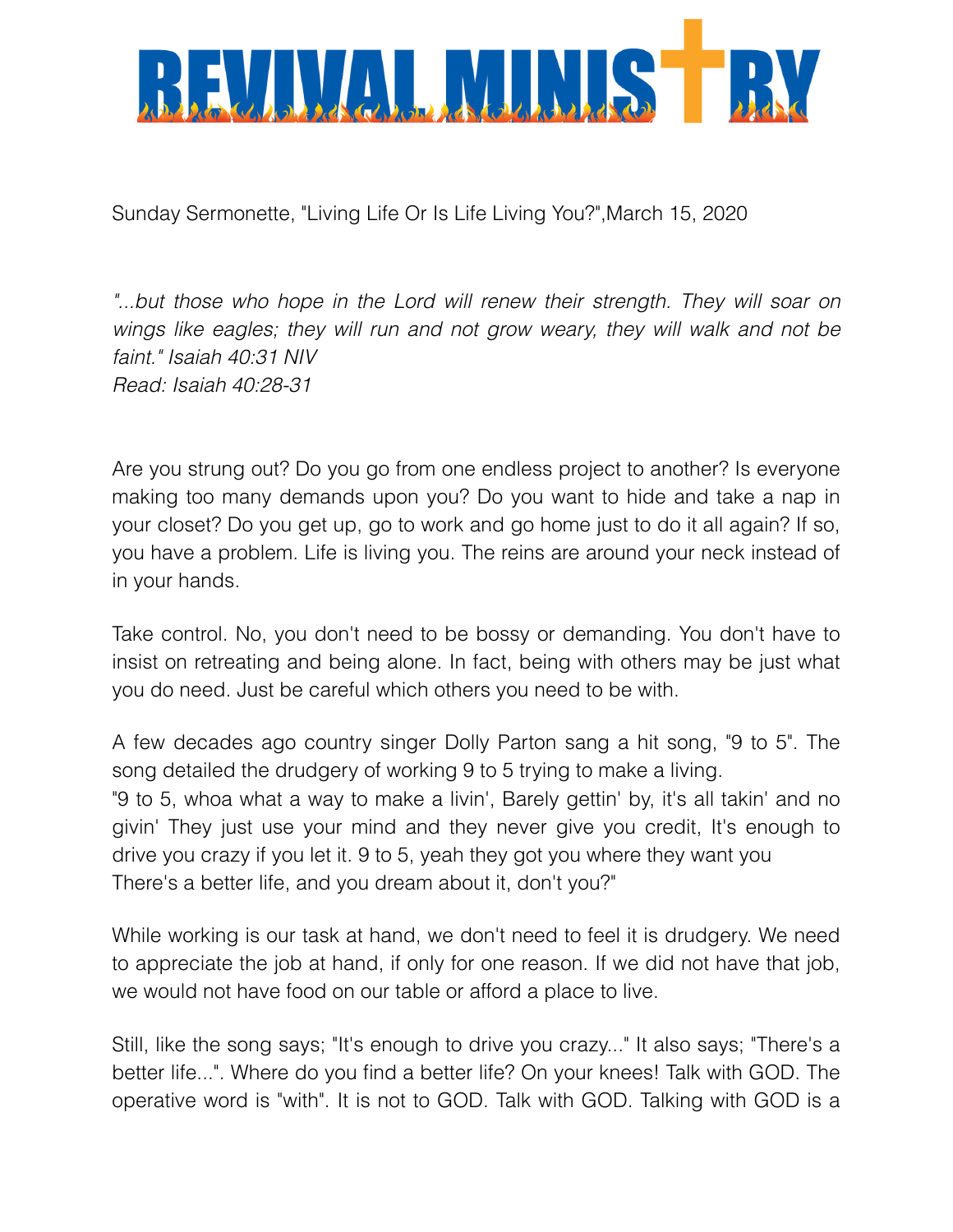# REVIVAL MINISTRY

Sunday Sermonette, "Living Life Or Is Life Living You?",March 15, 2020

*"...but those who hope in the Lord will renew their strength. They will soar on wings like eagles; they will run and not grow weary, they will walk and not be faint." Isaiah 40:31 NIV*
*Read: Isaiah 40:28-31*

Are you strung out? Do you go from one endless project to another? Is everyone making too many demands upon you? Do you want to hide and take a nap in your closet? Do you get up, go to work and go home just to do it all again? If so, you have a problem. Life is living you. The reins are around your neck instead of in your hands.

Take control. No, you don't need to be bossy or demanding. You don't have to insist on retreating and being alone. In fact, being with others may be just what you do need. Just be careful which others you need to be with.

A few decades ago country singer Dolly Parton sang a hit song, "9 to 5". The song detailed the drudgery of working 9 to 5 trying to make a living.
"9 to 5, whoa what a way to make a livin', Barely gettin' by, it's all takin' and no givin' They just use your mind and they never give you credit, It's enough to drive you crazy if you let it. 9 to 5, yeah they got you where they want you
There's a better life, and you dream about it, don't you?"

While working is our task at hand, we don't need to feel it is drudgery. We need to appreciate the job at hand, if only for one reason. If we did not have that job, we would not have food on our table or afford a place to live.

Still, like the song says; "It's enough to drive you crazy..." It also says; "There's a better life...". Where do you find a better life? On your knees! Talk with GOD. The operative word is "with". It is not to GOD. Talk with GOD. Talking with GOD is a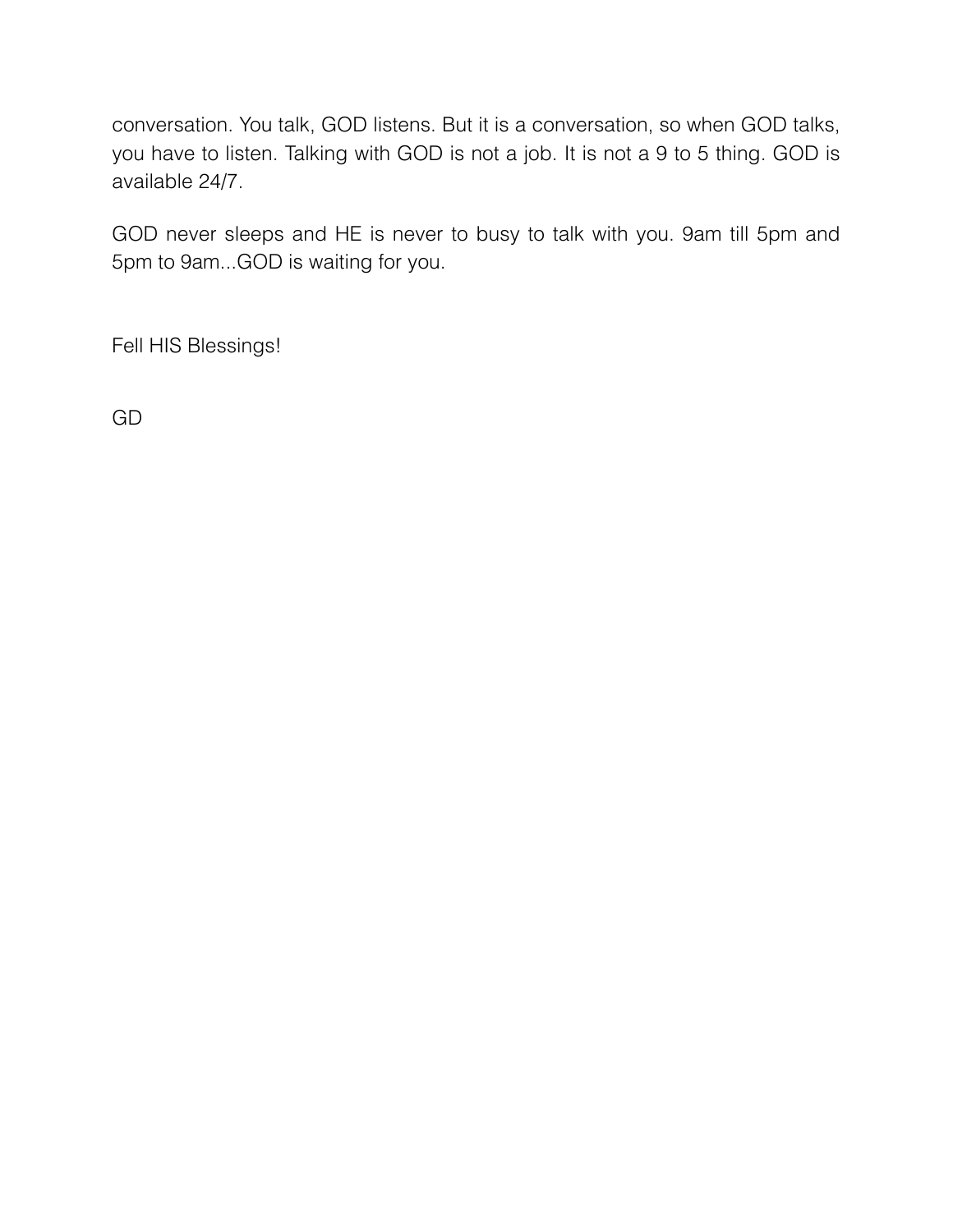conversation. You talk, GOD listens. But it is a conversation, so when GOD talks, you have to listen. Talking with GOD is not a job. It is not a 9 to 5 thing. GOD is available 24/7.

GOD never sleeps and HE is never to busy to talk with you. 9am till 5pm and 5pm to 9am...GOD is waiting for you.

Fell HIS Blessings!

GD